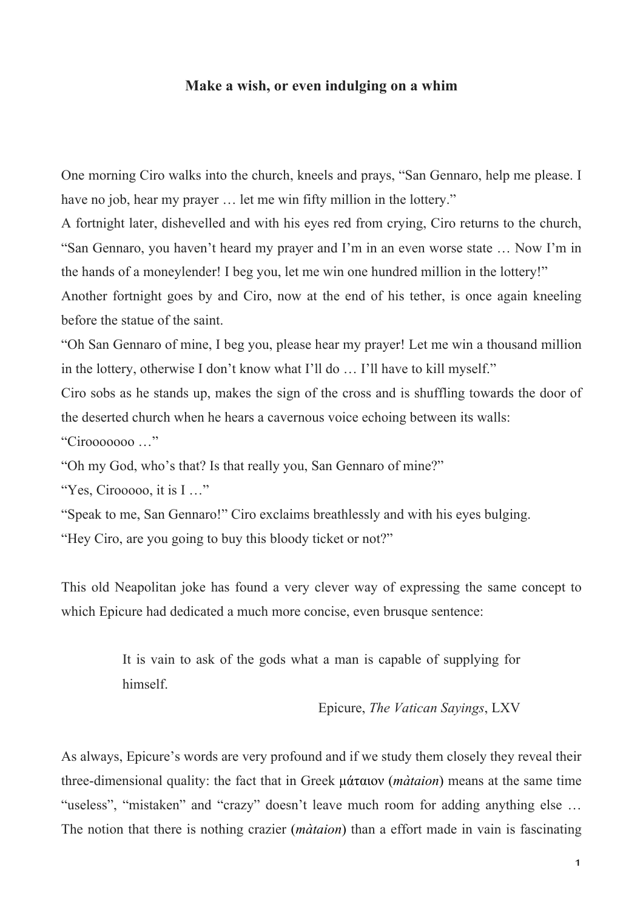# Make a wish, or even indulging on a whim

One morning Ciro walks into the church, kneels and prays, "San Gennaro, help me please. I have no job, hear my prayer … let me win fifty million in the lottery."
A fortnight later, dishevelled and with his eyes red from crying, Ciro returns to the church, "San Gennaro, you haven't heard my prayer and I'm in an even worse state … Now I'm in the hands of a moneylender! I beg you, let me win one hundred million in the lottery!"
Another fortnight goes by and Ciro, now at the end of his tether, is once again kneeling before the statue of the saint.
"Oh San Gennaro of mine, I beg you, please hear my prayer! Let me win a thousand million in the lottery, otherwise I don't know what I'll do … I'll have to kill myself."
Ciro sobs as he stands up, makes the sign of the cross and is shuffling towards the door of the deserted church when he hears a cavernous voice echoing between its walls:
"Ciroooooooo …"
"Oh my God, who's that? Is that really you, San Gennaro of mine?"
"Yes, Ciroooooo, it is I …"
"Speak to me, San Gennaro!" Ciro exclaims breathlessly and with his eyes bulging.
"Hey Ciro, are you going to buy this bloody ticket or not?"

This old Neapolitan joke has found a very clever way of expressing the same concept to which Epicure had dedicated a much more concise, even brusque sentence:

> It is vain to ask of the gods what a man is capable of supplying for himself.
>
> Epicure, *The Vatican Sayings*, LXV

As always, Epicure's words are very profound and if we study them closely they reveal their three-dimensional quality: the fact that in Greek μάταιον (*màtaion*) means at the same time "useless", "mistaken" and "crazy" doesn't leave much room for adding anything else … The notion that there is nothing crazier (*màtaion*) than a effort made in vain is fascinating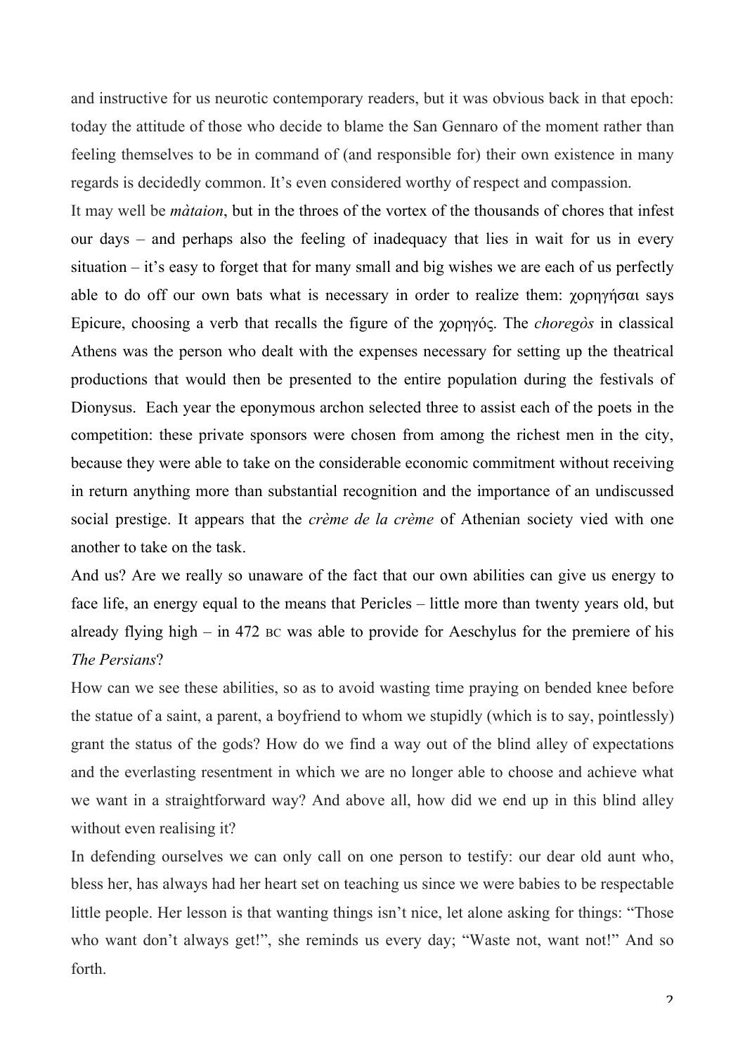and instructive for us neurotic contemporary readers, but it was obvious back in that epoch: today the attitude of those who decide to blame the San Gennaro of the moment rather than feeling themselves to be in command of (and responsible for) their own existence in many regards is decidedly common. It's even considered worthy of respect and compassion.

It may well be *màtaion*, but in the throes of the vortex of the thousands of chores that infest our days – and perhaps also the feeling of inadequacy that lies in wait for us in every situation – it's easy to forget that for many small and big wishes we are each of us perfectly able to do off our own bats what is necessary in order to realize them: χορηγῆσαι says Epicure, choosing a verb that recalls the figure of the χορηγός. The *choregòs* in classical Athens was the person who dealt with the expenses necessary for setting up the theatrical productions that would then be presented to the entire population during the festivals of Dionysus. Each year the eponymous archon selected three to assist each of the poets in the competition: these private sponsors were chosen from among the richest men in the city, because they were able to take on the considerable economic commitment without receiving in return anything more than substantial recognition and the importance of an undiscussed social prestige. It appears that the *crème de la crème* of Athenian society vied with one another to take on the task.

And us? Are we really so unaware of the fact that our own abilities can give us energy to face life, an energy equal to the means that Pericles – little more than twenty years old, but already flying high – in 472 BC was able to provide for Aeschylus for the premiere of his *The Persians*?

How can we see these abilities, so as to avoid wasting time praying on bended knee before the statue of a saint, a parent, a boyfriend to whom we stupidly (which is to say, pointlessly) grant the status of the gods? How do we find a way out of the blind alley of expectations and the everlasting resentment in which we are no longer able to choose and achieve what we want in a straightforward way? And above all, how did we end up in this blind alley without even realising it?

In defending ourselves we can only call on one person to testify: our dear old aunt who, bless her, has always had her heart set on teaching us since we were babies to be respectable little people. Her lesson is that wanting things isn't nice, let alone asking for things: "Those who want don't always get!", she reminds us every day; "Waste not, want not!" And so forth.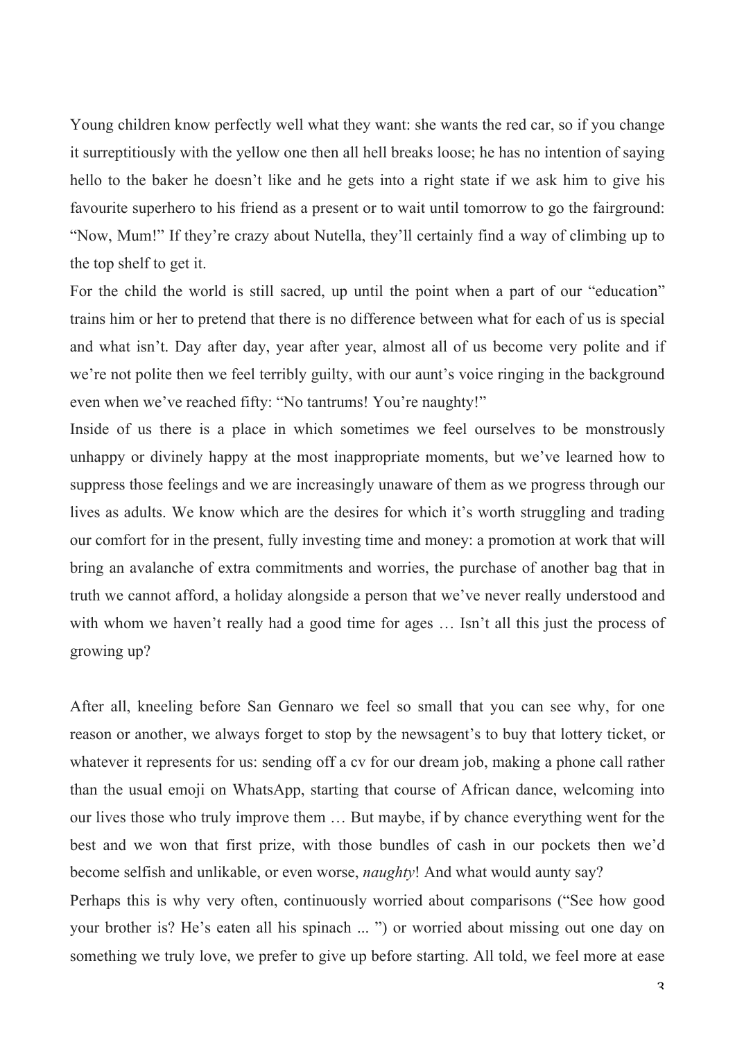Young children know perfectly well what they want: she wants the red car, so if you change it surreptitiously with the yellow one then all hell breaks loose; he has no intention of saying hello to the baker he doesn't like and he gets into a right state if we ask him to give his favourite superhero to his friend as a present or to wait until tomorrow to go the fairground: "Now, Mum!" If they're crazy about Nutella, they'll certainly find a way of climbing up to the top shelf to get it.

For the child the world is still sacred, up until the point when a part of our "education" trains him or her to pretend that there is no difference between what for each of us is special and what isn't. Day after day, year after year, almost all of us become very polite and if we're not polite then we feel terribly guilty, with our aunt's voice ringing in the background even when we've reached fifty: "No tantrums! You're naughty!"

Inside of us there is a place in which sometimes we feel ourselves to be monstrously unhappy or divinely happy at the most inappropriate moments, but we've learned how to suppress those feelings and we are increasingly unaware of them as we progress through our lives as adults. We know which are the desires for which it's worth struggling and trading our comfort for in the present, fully investing time and money: a promotion at work that will bring an avalanche of extra commitments and worries, the purchase of another bag that in truth we cannot afford, a holiday alongside a person that we've never really understood and with whom we haven't really had a good time for ages … Isn't all this just the process of growing up?

After all, kneeling before San Gennaro we feel so small that you can see why, for one reason or another, we always forget to stop by the newsagent's to buy that lottery ticket, or whatever it represents for us: sending off a cv for our dream job, making a phone call rather than the usual emoji on WhatsApp, starting that course of African dance, welcoming into our lives those who truly improve them … But maybe, if by chance everything went for the best and we won that first prize, with those bundles of cash in our pockets then we'd become selfish and unlikable, or even worse, *naughty*! And what would aunty say?

Perhaps this is why very often, continuously worried about comparisons ("See how good your brother is? He's eaten all his spinach ... ") or worried about missing out one day on something we truly love, we prefer to give up before starting. All told, we feel more at ease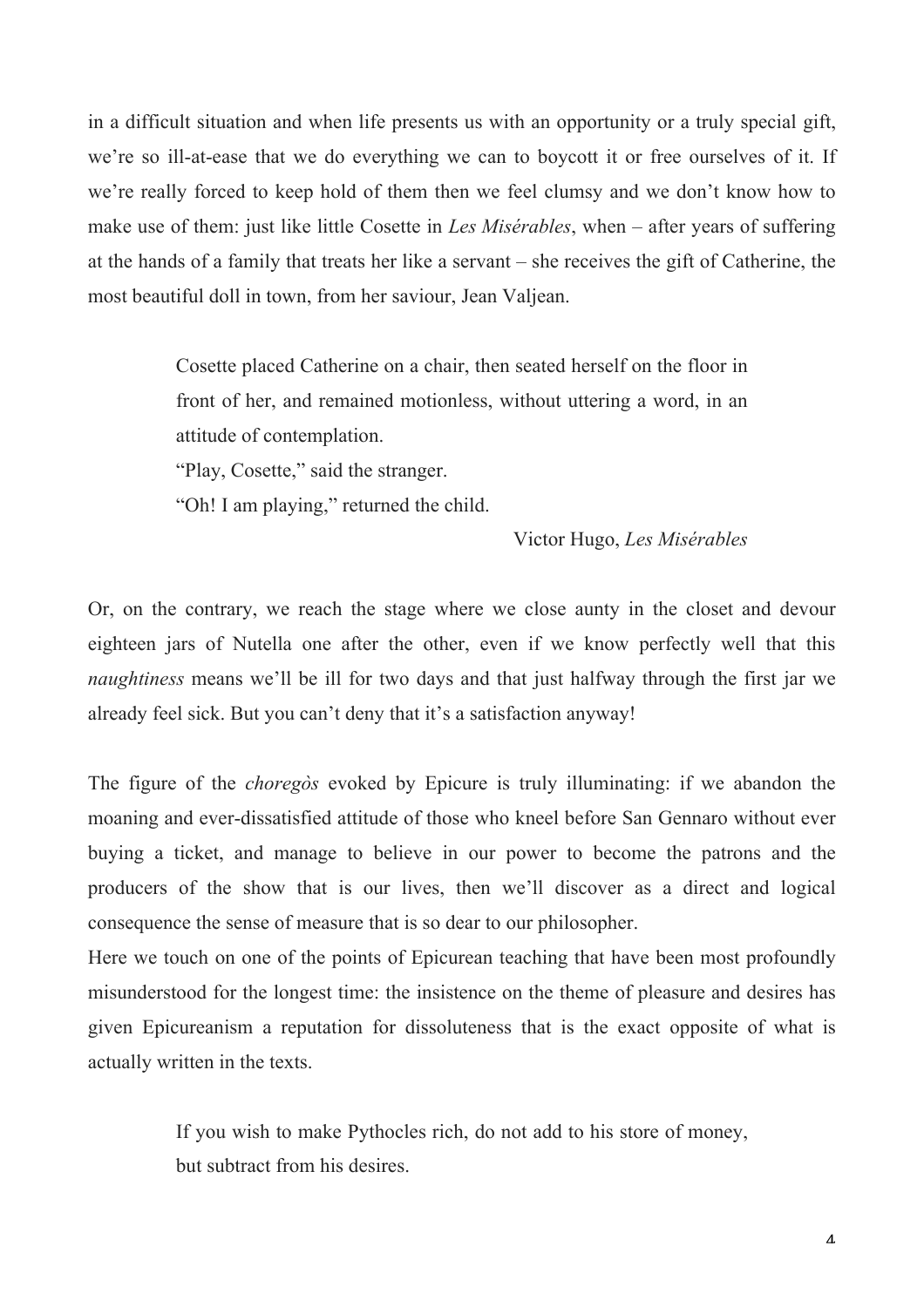in a difficult situation and when life presents us with an opportunity or a truly special gift, we're so ill-at-ease that we do everything we can to boycott it or free ourselves of it. If we're really forced to keep hold of them then we feel clumsy and we don't know how to make use of them: just like little Cosette in *Les Misérables*, when – after years of suffering at the hands of a family that treats her like a servant – she receives the gift of Catherine, the most beautiful doll in town, from her saviour, Jean Valjean.

> Cosette placed Catherine on a chair, then seated herself on the floor in front of her, and remained motionless, without uttering a word, in an attitude of contemplation.
> "Play, Cosette," said the stranger.
> "Oh! I am playing," returned the child.
>
> Victor Hugo, *Les Misérables*

Or, on the contrary, we reach the stage where we close aunty in the closet and devour eighteen jars of Nutella one after the other, even if we know perfectly well that this *naughtiness* means we'll be ill for two days and that just halfway through the first jar we already feel sick. But you can't deny that it's a satisfaction anyway!

The figure of the *choregòs* evoked by Epicure is truly illuminating: if we abandon the moaning and ever-dissatisfied attitude of those who kneel before San Gennaro without ever buying a ticket, and manage to believe in our power to become the patrons and the producers of the show that is our lives, then we'll discover as a direct and logical consequence the sense of measure that is so dear to our philosopher.

Here we touch on one of the points of Epicurean teaching that have been most profoundly misunderstood for the longest time: the insistence on the theme of pleasure and desires has given Epicureanism a reputation for dissoluteness that is the exact opposite of what is actually written in the texts.

> If you wish to make Pythocles rich, do not add to his store of money, but subtract from his desires.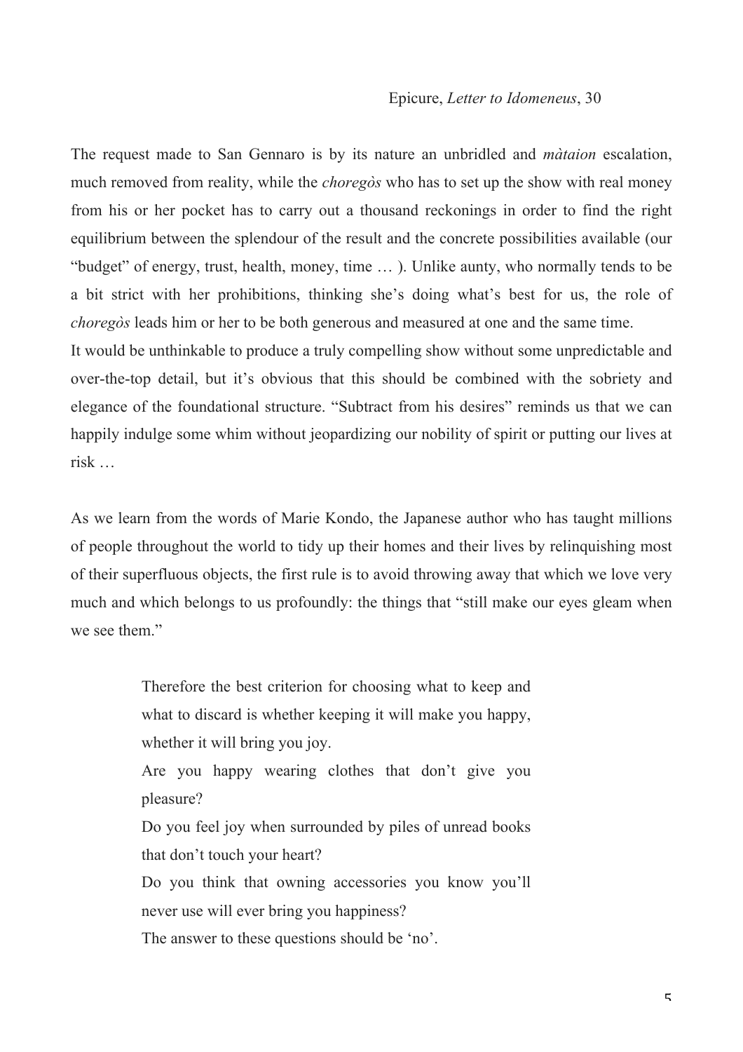Epicure, *Letter to Idomeneus*, 30

The request made to San Gennaro is by its nature an unbridled and *màtaion* escalation, much removed from reality, while the *choregòs* who has to set up the show with real money from his or her pocket has to carry out a thousand reckonings in order to find the right equilibrium between the splendour of the result and the concrete possibilities available (our "budget" of energy, trust, health, money, time … ). Unlike aunty, who normally tends to be a bit strict with her prohibitions, thinking she's doing what's best for us, the role of *choregòs* leads him or her to be both generous and measured at one and the same time.
It would be unthinkable to produce a truly compelling show without some unpredictable and over-the-top detail, but it's obvious that this should be combined with the sobriety and elegance of the foundational structure. "Subtract from his desires" reminds us that we can happily indulge some whim without jeopardizing our nobility of spirit or putting our lives at risk …

As we learn from the words of Marie Kondo, the Japanese author who has taught millions of people throughout the world to tidy up their homes and their lives by relinquishing most of their superfluous objects, the first rule is to avoid throwing away that which we love very much and which belongs to us profoundly: the things that "still make our eyes gleam when we see them."

> Therefore the best criterion for choosing what to keep and what to discard is whether keeping it will make you happy, whether it will bring you joy.
> Are you happy wearing clothes that don't give you pleasure?
> Do you feel joy when surrounded by piles of unread books that don't touch your heart?
> Do you think that owning accessories you know you'll never use will ever bring you happiness?
> The answer to these questions should be 'no'.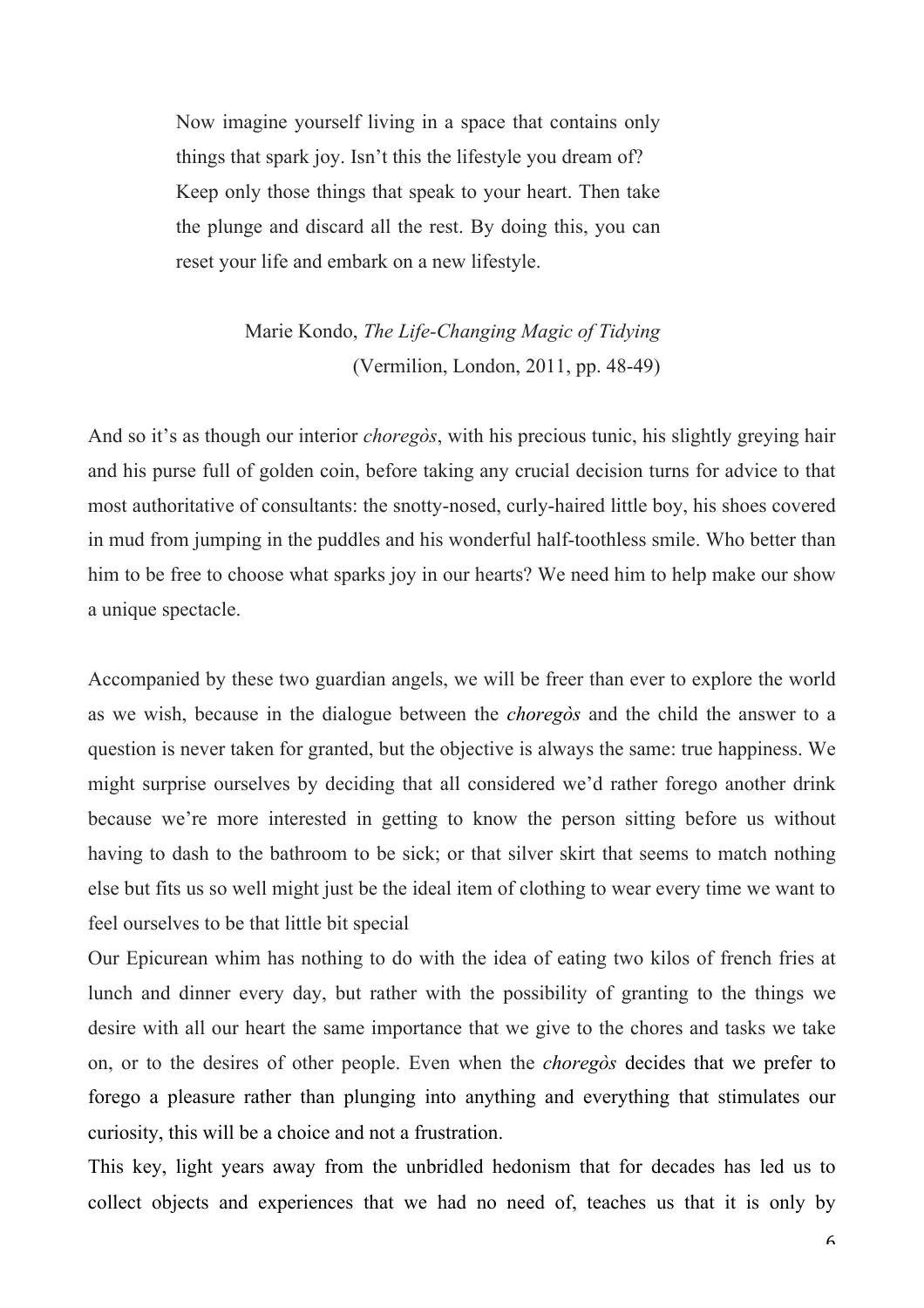> Now imagine yourself living in a space that contains only things that spark joy. Isn't this the lifestyle you dream of? Keep only those things that speak to your heart. Then take the plunge and discard all the rest. By doing this, you can reset your life and embark on a new lifestyle.
>
> Marie Kondo, *The Life-Changing Magic of Tidying* (Vermilion, London, 2011, pp. 48-49)

And so it's as though our interior *choregòs*, with his precious tunic, his slightly greying hair and his purse full of golden coin, before taking any crucial decision turns for advice to that most authoritative of consultants: the snotty-nosed, curly-haired little boy, his shoes covered in mud from jumping in the puddles and his wonderful half-toothless smile. Who better than him to be free to choose what sparks joy in our hearts? We need him to help make our show a unique spectacle.

Accompanied by these two guardian angels, we will be freer than ever to explore the world as we wish, because in the dialogue between the *choregòs* and the child the answer to a question is never taken for granted, but the objective is always the same: true happiness. We might surprise ourselves by deciding that all considered we'd rather forego another drink because we're more interested in getting to know the person sitting before us without having to dash to the bathroom to be sick; or that silver skirt that seems to match nothing else but fits us so well might just be the ideal item of clothing to wear every time we want to feel ourselves to be that little bit special

Our Epicurean whim has nothing to do with the idea of eating two kilos of french fries at lunch and dinner every day, but rather with the possibility of granting to the things we desire with all our heart the same importance that we give to the chores and tasks we take on, or to the desires of other people. Even when the *choregòs* decides that we prefer to forego a pleasure rather than plunging into anything and everything that stimulates our curiosity, this will be a choice and not a frustration.

This key, light years away from the unbridled hedonism that for decades has led us to collect objects and experiences that we had no need of, teaches us that it is only by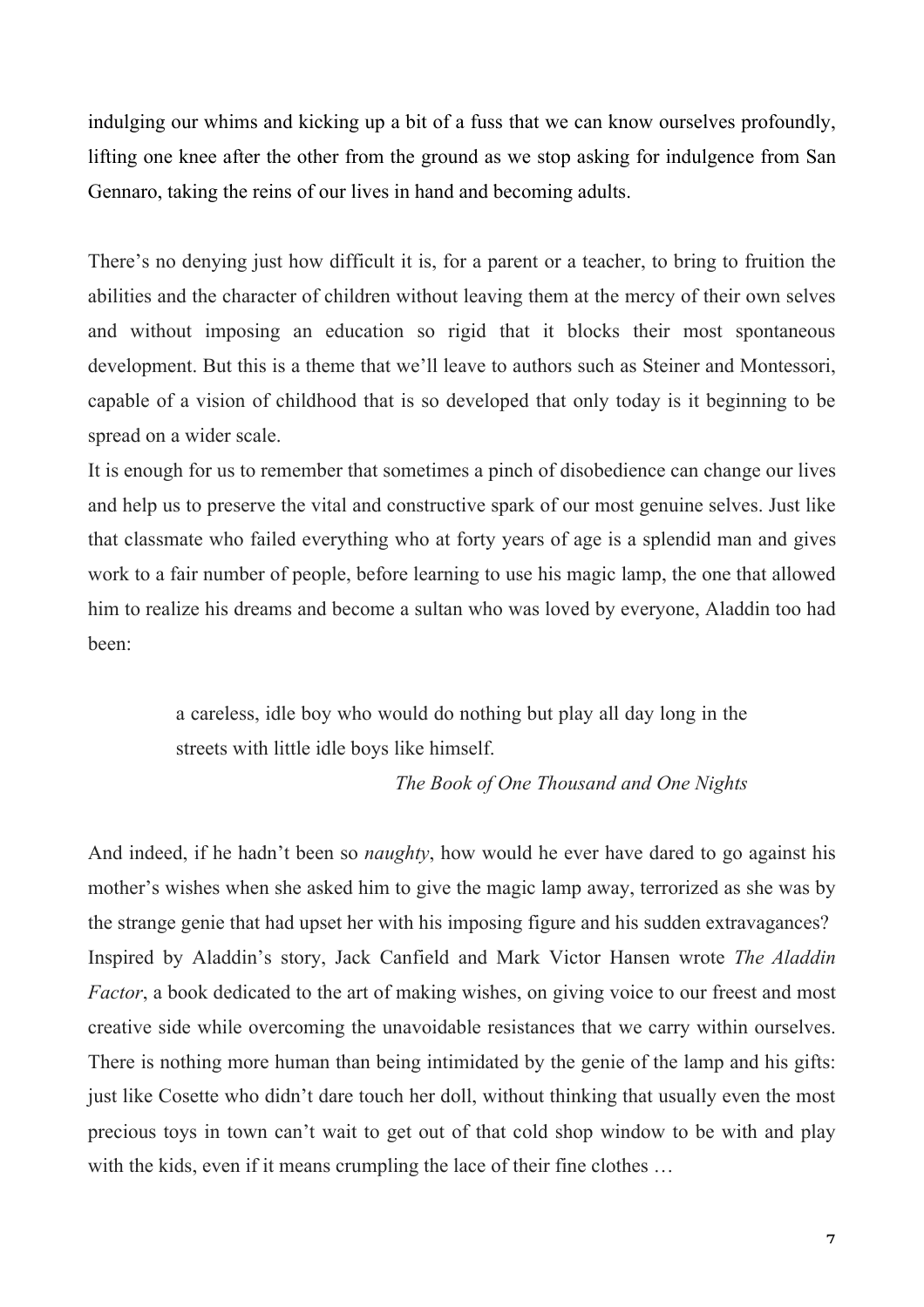indulging our whims and kicking up a bit of a fuss that we can know ourselves profoundly, lifting one knee after the other from the ground as we stop asking for indulgence from San Gennaro, taking the reins of our lives in hand and becoming adults.

There's no denying just how difficult it is, for a parent or a teacher, to bring to fruition the abilities and the character of children without leaving them at the mercy of their own selves and without imposing an education so rigid that it blocks their most spontaneous development. But this is a theme that we'll leave to authors such as Steiner and Montessori, capable of a vision of childhood that is so developed that only today is it beginning to be spread on a wider scale.

It is enough for us to remember that sometimes a pinch of disobedience can change our lives and help us to preserve the vital and constructive spark of our most genuine selves. Just like that classmate who failed everything who at forty years of age is a splendid man and gives work to a fair number of people, before learning to use his magic lamp, the one that allowed him to realize his dreams and become a sultan who was loved by everyone, Aladdin too had been:

> a careless, idle boy who would do nothing but play all day long in the streets with little idle boys like himself.
>
> *The Book of One Thousand and One Nights*

And indeed, if he hadn't been so *naughty*, how would he ever have dared to go against his mother's wishes when she asked him to give the magic lamp away, terrorized as she was by the strange genie that had upset her with his imposing figure and his sudden extravagances?

Inspired by Aladdin's story, Jack Canfield and Mark Victor Hansen wrote *The Aladdin Factor*, a book dedicated to the art of making wishes, on giving voice to our freest and most creative side while overcoming the unavoidable resistances that we carry within ourselves. There is nothing more human than being intimidated by the genie of the lamp and his gifts: just like Cosette who didn't dare touch her doll, without thinking that usually even the most precious toys in town can't wait to get out of that cold shop window to be with and play with the kids, even if it means crumpling the lace of their fine clothes …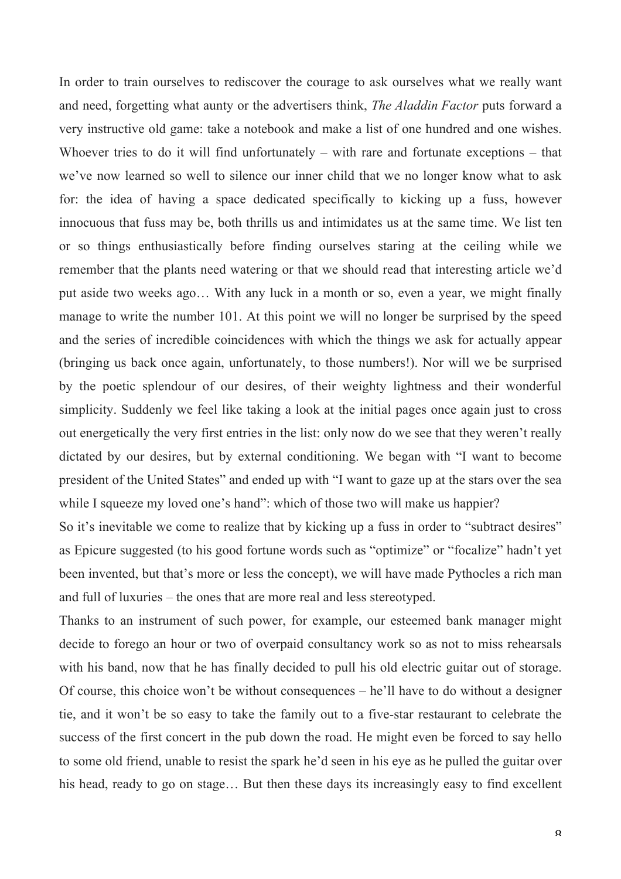In order to train ourselves to rediscover the courage to ask ourselves what we really want and need, forgetting what aunty or the advertisers think, *The Aladdin Factor* puts forward a very instructive old game: take a notebook and make a list of one hundred and one wishes. Whoever tries to do it will find unfortunately – with rare and fortunate exceptions – that we've now learned so well to silence our inner child that we no longer know what to ask for: the idea of having a space dedicated specifically to kicking up a fuss, however innocuous that fuss may be, both thrills us and intimidates us at the same time. We list ten or so things enthusiastically before finding ourselves staring at the ceiling while we remember that the plants need watering or that we should read that interesting article we'd put aside two weeks ago… With any luck in a month or so, even a year, we might finally manage to write the number 101. At this point we will no longer be surprised by the speed and the series of incredible coincidences with which the things we ask for actually appear (bringing us back once again, unfortunately, to those numbers!). Nor will we be surprised by the poetic splendour of our desires, of their weighty lightness and their wonderful simplicity. Suddenly we feel like taking a look at the initial pages once again just to cross out energetically the very first entries in the list: only now do we see that they weren't really dictated by our desires, but by external conditioning. We began with "I want to become president of the United States" and ended up with "I want to gaze up at the stars over the sea while I squeeze my loved one's hand": which of those two will make us happier?

So it's inevitable we come to realize that by kicking up a fuss in order to "subtract desires" as Epicure suggested (to his good fortune words such as "optimize" or "focalize" hadn't yet been invented, but that's more or less the concept), we will have made Pythocles a rich man and full of luxuries – the ones that are more real and less stereotyped.

Thanks to an instrument of such power, for example, our esteemed bank manager might decide to forego an hour or two of overpaid consultancy work so as not to miss rehearsals with his band, now that he has finally decided to pull his old electric guitar out of storage. Of course, this choice won't be without consequences – he'll have to do without a designer tie, and it won't be so easy to take the family out to a five-star restaurant to celebrate the success of the first concert in the pub down the road. He might even be forced to say hello to some old friend, unable to resist the spark he'd seen in his eye as he pulled the guitar over his head, ready to go on stage… But then these days its increasingly easy to find excellent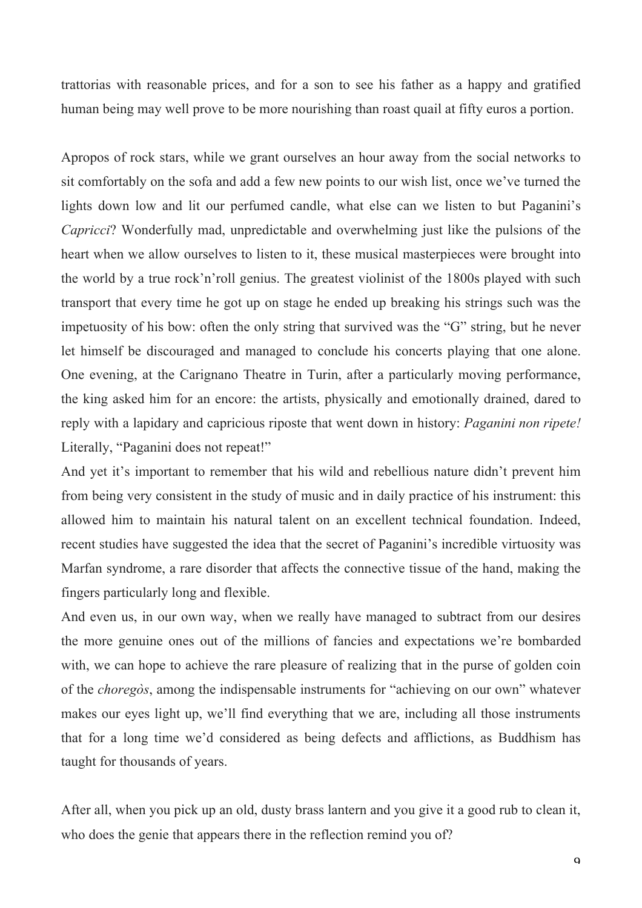trattorias with reasonable prices, and for a son to see his father as a happy and gratified human being may well prove to be more nourishing than roast quail at fifty euros a portion.

Apropos of rock stars, while we grant ourselves an hour away from the social networks to sit comfortably on the sofa and add a few new points to our wish list, once we've turned the lights down low and lit our perfumed candle, what else can we listen to but Paganini's *Capricci*? Wonderfully mad, unpredictable and overwhelming just like the pulsions of the heart when we allow ourselves to listen to it, these musical masterpieces were brought into the world by a true rock'n'roll genius. The greatest violinist of the 1800s played with such transport that every time he got up on stage he ended up breaking his strings such was the impetuosity of his bow: often the only string that survived was the "G" string, but he never let himself be discouraged and managed to conclude his concerts playing that one alone. One evening, at the Carignano Theatre in Turin, after a particularly moving performance, the king asked him for an encore: the artists, physically and emotionally drained, dared to reply with a lapidary and capricious riposte that went down in history: *Paganini non ripete!* Literally, "Paganini does not repeat!"

And yet it's important to remember that his wild and rebellious nature didn't prevent him from being very consistent in the study of music and in daily practice of his instrument: this allowed him to maintain his natural talent on an excellent technical foundation. Indeed, recent studies have suggested the idea that the secret of Paganini's incredible virtuosity was Marfan syndrome, a rare disorder that affects the connective tissue of the hand, making the fingers particularly long and flexible.

And even us, in our own way, when we really have managed to subtract from our desires the more genuine ones out of the millions of fancies and expectations we're bombarded with, we can hope to achieve the rare pleasure of realizing that in the purse of golden coin of the *choregòs*, among the indispensable instruments for "achieving on our own" whatever makes our eyes light up, we'll find everything that we are, including all those instruments that for a long time we'd considered as being defects and afflictions, as Buddhism has taught for thousands of years.

After all, when you pick up an old, dusty brass lantern and you give it a good rub to clean it, who does the genie that appears there in the reflection remind you of?